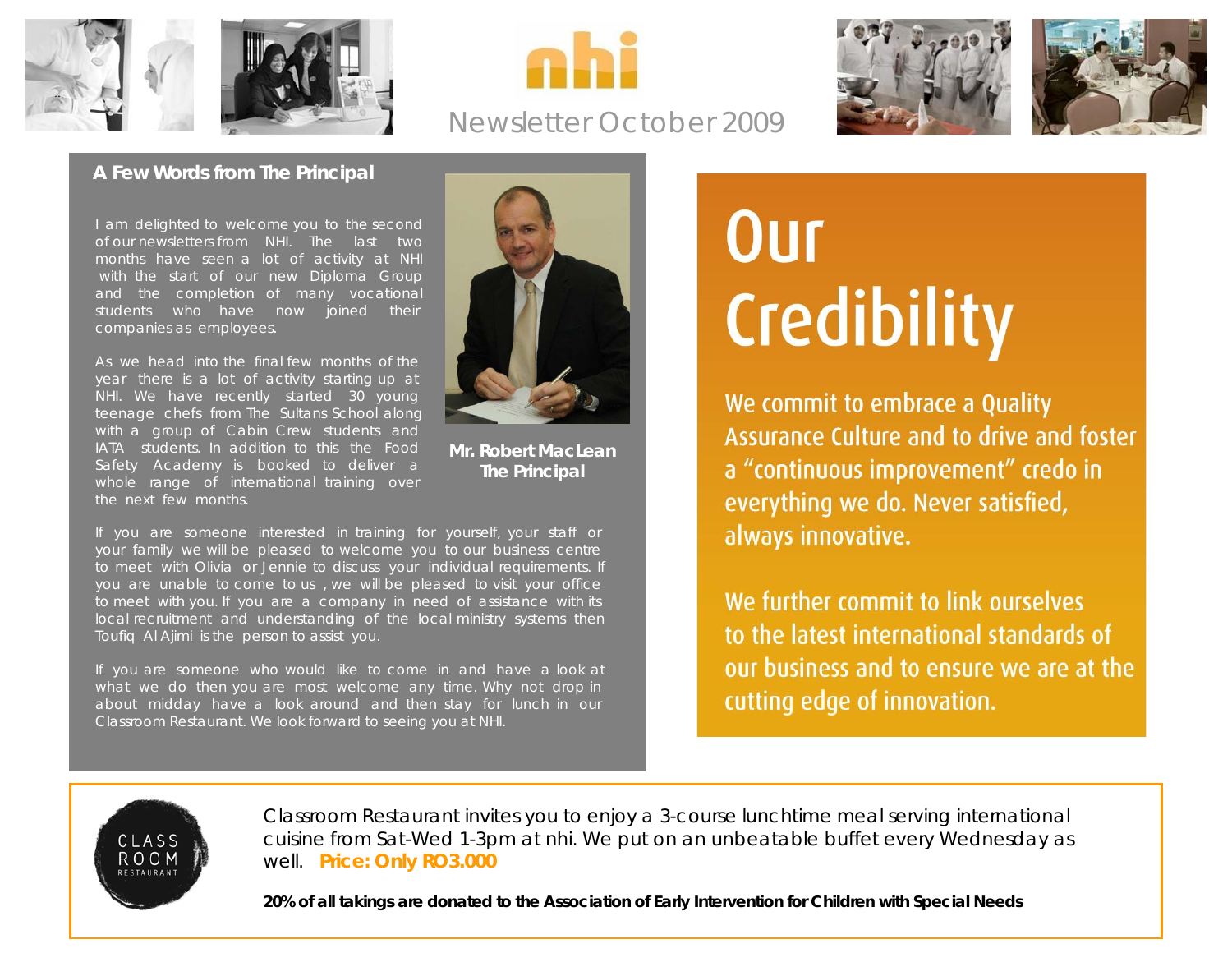# nhi

## Newsletter October 2009

### A Few Words from The Principal

I am delighted to welcome you to the second of our newsletters from NHI. The last two months have seen a lot of activity at NHI with the start of our new Diploma Group and the completion of many vocational students who have now joined their companies as employees.

As we head into the final few months of the year there is a lot of activity starting up at NHI. We have recently started 30 young teenage chefs from The Sultans School along with a group of Cabin Crew students and IATA students. In addition to this the Food Safety Academy is booked to deliver a whole range of international training over the next few months.

**Mr. Robert MacLean**
**The Principal**

If you are someone interested in training for yourself, your staff or your family we will be pleased to welcome you to our business centre to meet with Olivia or Jennie to discuss your individual requirements. If you are unable to come to us , we will be pleased to visit your office to meet with you. If you are a company in need of assistance with its local recruitment and understanding of the local ministry systems then Toufiq Al Ajimi is the person to assist you.

If you are someone who would like to come in and have a look at what we do then you are most welcome any time. Why not drop in about midday have a look around and then stay for lunch in our Classroom Restaurant. We look forward to seeing you at NHI.

## Our Credibility

We commit to embrace a Quality Assurance Culture and to drive and foster a "continuous improvement" credo in everything we do. Never satisfied, always innovative.

We further commit to link ourselves to the latest international standards of our business and to ensure we are at the cutting edge of innovation.

---

CLASS ROOM RESTAURANT

Classroom Restaurant invites you to enjoy a 3-course lunchtime meal serving international cuisine from Sat-Wed 1-3pm at nhi. We put on an unbeatable buffet every Wednesday as well. **Price: Only RO3.000**

**20% of all takings are donated to the Association of Early Intervention for Children with Special Needs**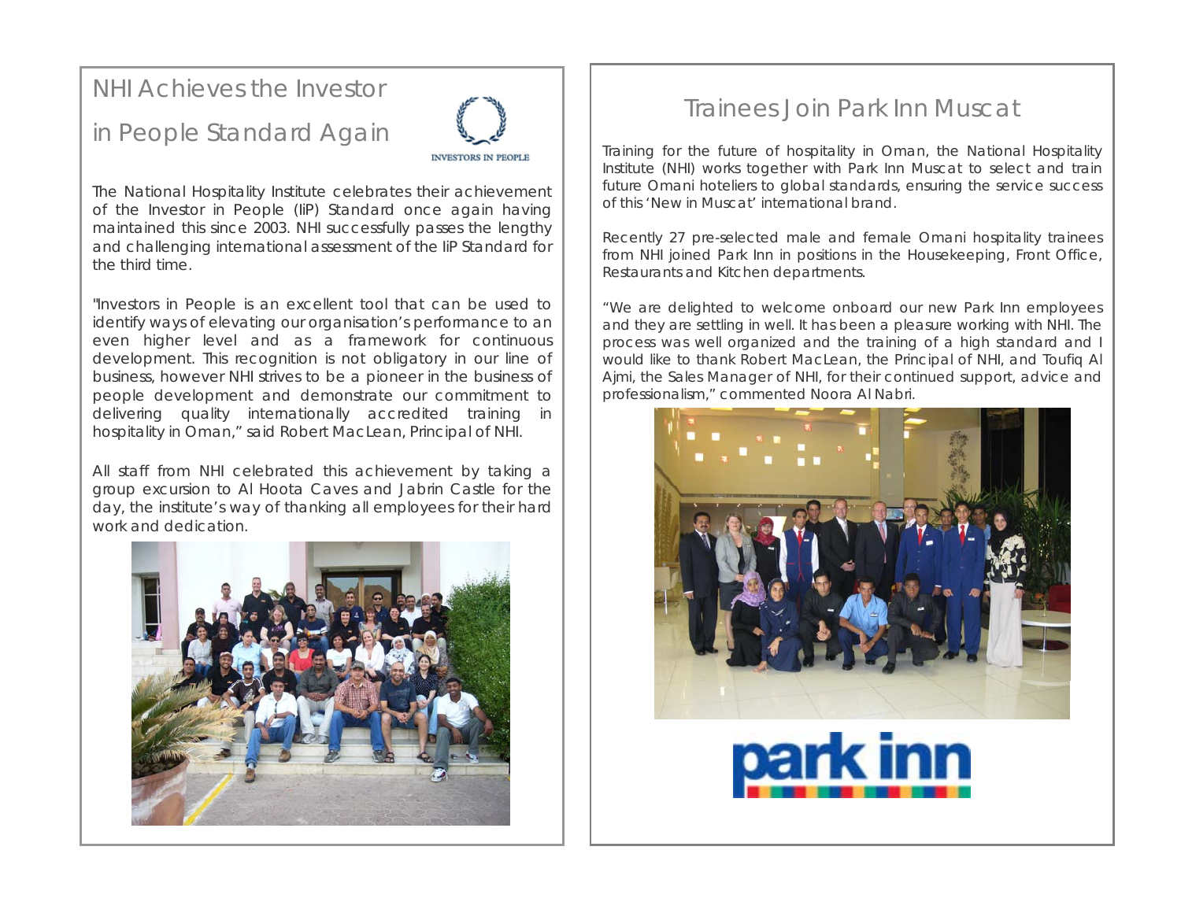## NHI Achieves the Investor in People Standard Again

INVESTORS IN PEOPLE

The National Hospitality Institute celebrates their achievement of the Investor in People (IiP) Standard once again having maintained this since 2003. NHI successfully passes the lengthy and challenging international assessment of the IiP Standard for the third time.

"Investors in People is an excellent tool that can be used to identify ways of elevating our organisation's performance to an even higher level and as a framework for continuous development. This recognition is not obligatory in our line of business, however NHI strives to be a pioneer in the business of people development and demonstrate our commitment to delivering quality internationally accredited training in hospitality in Oman," said Robert MacLean, Principal of NHI.

All staff from NHI celebrated this achievement by taking a group excursion to Al Hoota Caves and Jabrin Castle for the day, the institute's way of thanking all employees for their hard work and dedication.

## Trainees Join Park Inn Muscat

Training for the future of hospitality in Oman, the National Hospitality Institute (NHI) works together with Park Inn Muscat to select and train future Omani hoteliers to global standards, ensuring the service success of this 'New in Muscat' international brand.

Recently 27 pre-selected male and female Omani hospitality trainees from NHI joined Park Inn in positions in the Housekeeping, Front Office, Restaurants and Kitchen departments.

"We are delighted to welcome onboard our new Park Inn employees and they are settling in well. It has been a pleasure working with NHI. The process was well organized and the training of a high standard and I would like to thank Robert MacLean, the Principal of NHI, and Toufiq Al Ajmi, the Sales Manager of NHI, for their continued support, advice and professionalism," commented Noora Al Nabri.

park inn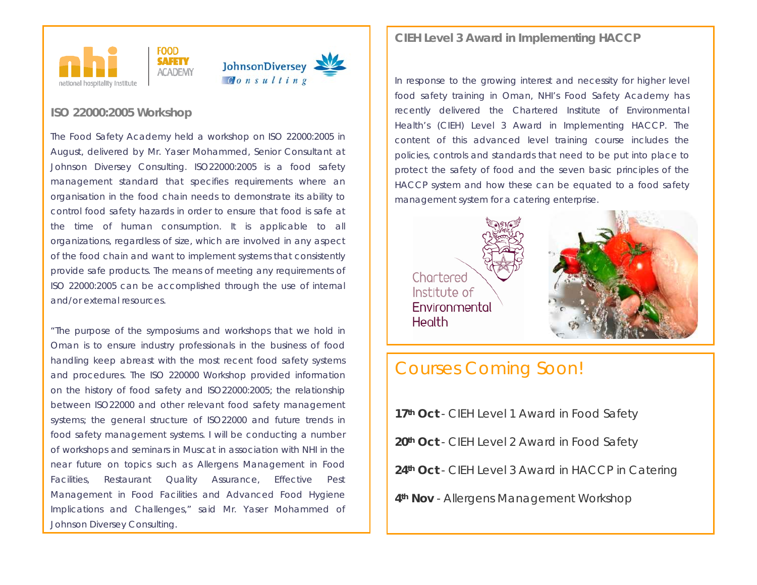## ISO 22000:2005 Workshop

The Food Safety Academy held a workshop on ISO 22000:2005 in August, delivered by Mr. Yaser Mohammed, Senior Consultant at Johnson Diversey Consulting. ISO22000:2005 is a food safety management standard that specifies requirements where an organisation in the food chain needs to demonstrate its ability to control food safety hazards in order to ensure that food is safe at the time of human consumption. It is applicable to all organizations, regardless of size, which are involved in any aspect of the food chain and want to implement systems that consistently provide safe products. The means of meeting any requirements of ISO 22000:2005 can be accomplished through the use of internal and/or external resources.

"The purpose of the symposiums and workshops that we hold in Oman is to ensure industry professionals in the business of food handling keep abreast with the most recent food safety systems and procedures. The ISO 220000 Workshop provided information on the history of food safety and ISO22000:2005; the relationship between ISO22000 and other relevant food safety management systems; the general structure of ISO22000 and future trends in food safety management systems. I will be conducting a number of workshops and seminars in Muscat in association with NHI in the near future on topics such as Allergens Management in Food Facilities, Restaurant Quality Assurance, Effective Pest Management in Food Facilities and Advanced Food Hygiene Implications and Challenges," said Mr. Yaser Mohammed of Johnson Diversey Consulting.

## CIEH Level 3 Award in Implementing HACCP

In response to the growing interest and necessity for higher level food safety training in Oman, NHI's Food Safety Academy has recently delivered the Chartered Institute of Environmental Health's (CIEH) Level 3 Award in Implementing HACCP. The content of this advanced level training course includes the policies, controls and standards that need to be put into place to protect the safety of food and the seven basic principles of the HACCP system and how these can be equated to a food safety management system for a catering enterprise.

# Courses Coming Soon!

**17th Oct** - CIEH Level 1 Award in Food Safety

**20th Oct** - CIEH Level 2 Award in Food Safety

**24th Oct** - CIEH Level 3 Award in HACCP in Catering

**4th Nov** - Allergens Management Workshop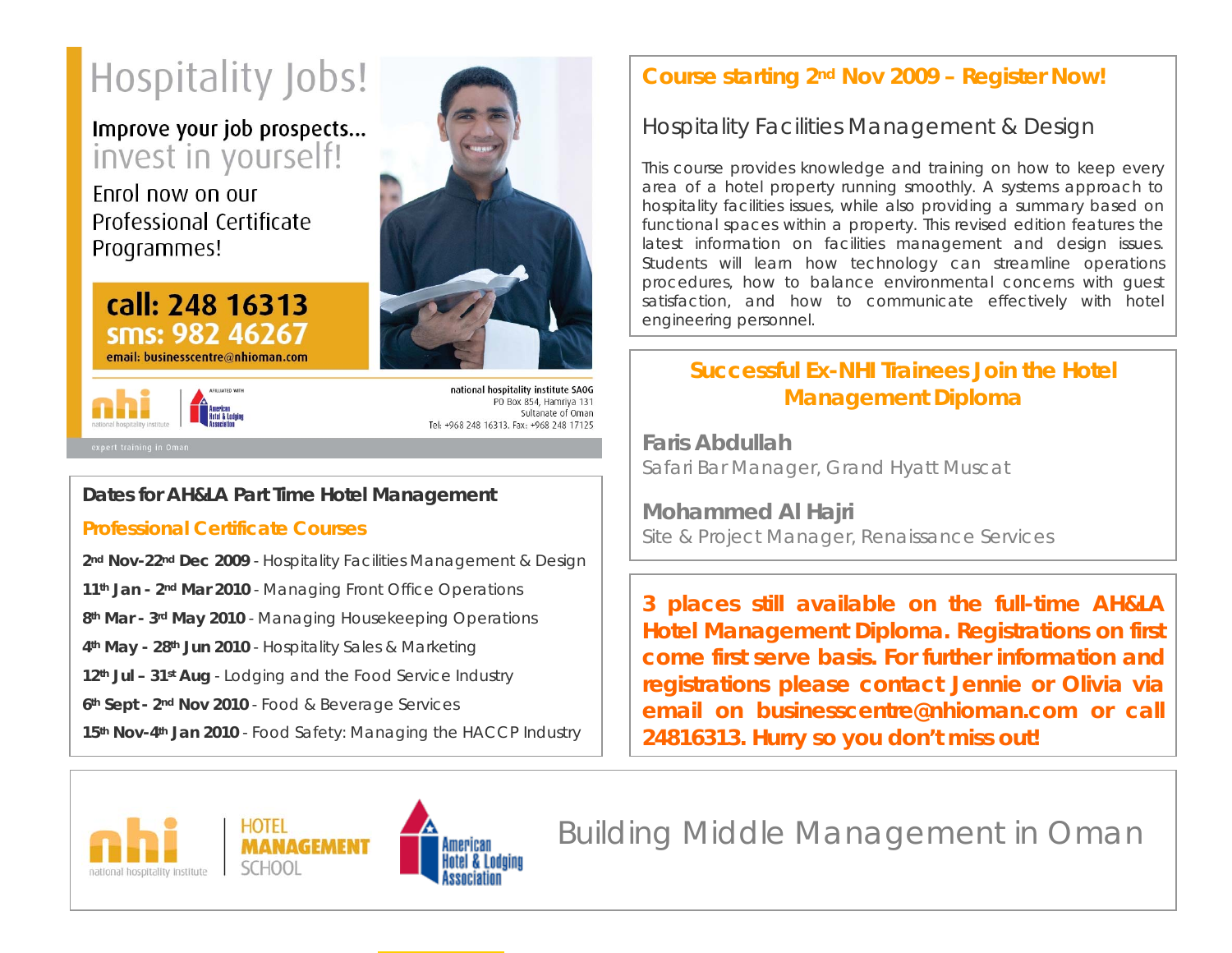# Hospitality Jobs!

Improve your job prospects...
invest in yourself!

Enrol now on our Professional Certificate Programmes!

**call: 248 16313**
**sms: 982 46267**
email: businesscentre@nhioman.com

nhi national hospitality institute | AFFILIATED WITH American Hotel & Lodging Association

national hospitality institute SAOG
PO Box 854, Hamriya 131
Sultanate of Oman
Tel: +968 248 16313. Fax: +968 248 17125

expert training in Oman

## Course starting 2nd Nov 2009 – Register Now!

### Hospitality Facilities Management & Design

This course provides knowledge and training on how to keep every area of a hotel property running smoothly. A systems approach to hospitality facilities issues, while also providing a summary based on functional spaces within a property. This revised edition features the latest information on facilities management and design issues. Students will learn how technology can streamline operations procedures, how to balance environmental concerns with guest satisfaction, and how to communicate effectively with hotel engineering personnel.

## Dates for AH&LA Part Time Hotel Management

### Professional Certificate Courses

**2nd Nov-22nd Dec 2009** - Hospitality Facilities Management & Design

**11th Jan - 2nd Mar 2010** - Managing Front Office Operations

**8th Mar - 3rd May 2010** - Managing Housekeeping Operations

**4th May - 28th Jun 2010** - Hospitality Sales & Marketing

**12th Jul – 31st Aug** - Lodging and the Food Service Industry

**6th Sept - 2nd Nov 2010** - Food & Beverage Services

**15th Nov-4th Jan 2010** - Food Safety: Managing the HACCP Industry

## Successful Ex-NHI Trainees Join the Hotel Management Diploma

**Faris Abdullah**
Safari Bar Manager, Grand Hyatt Muscat

**Mohammed Al Hajri**
Site & Project Manager, Renaissance Services

**3 places still available on the full-time AH&LA Hotel Management Diploma. Registrations on first come first serve basis. For further information and registrations please contact Jennie or Olivia via email on businesscentre@nhioman.com or call 24816313. Hurry so you don't miss out!**

nhi national hospitality institute | HOTEL MANAGEMENT SCHOOL | American Hotel & Lodging Association

Building Middle Management in Oman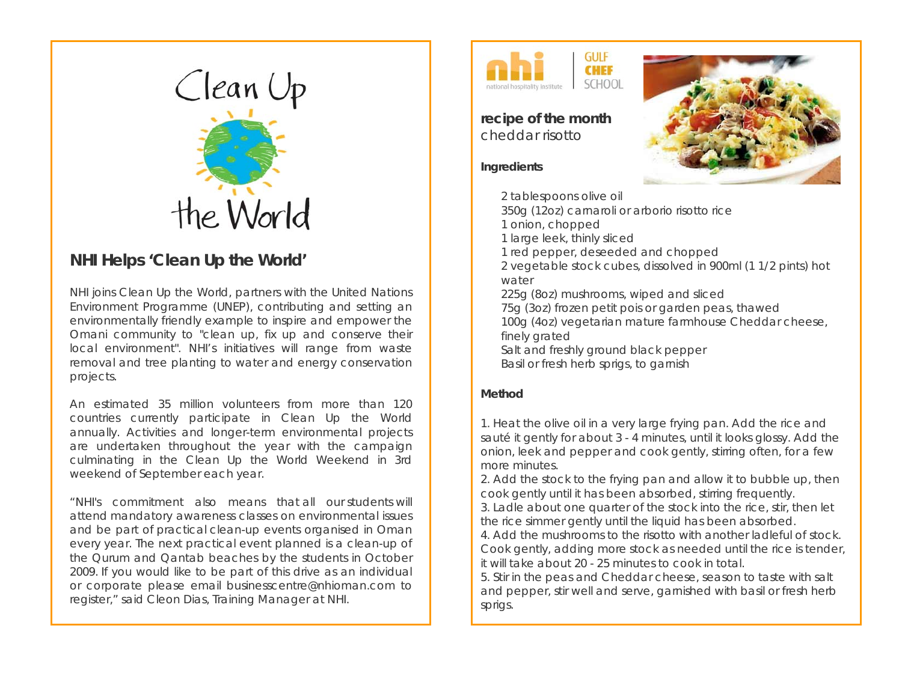Clean Up the World

## NHI Helps 'Clean Up the World'

NHI joins Clean Up the World, partners with the United Nations Environment Programme (UNEP), contributing and setting an environmentally friendly example to inspire and empower the Omani community to "clean up, fix up and conserve their local environment". NHI's initiatives will range from waste removal and tree planting to water and energy conservation projects.

An estimated 35 million volunteers from more than 120 countries currently participate in Clean Up the World annually. Activities and longer-term environmental projects are undertaken throughout the year with the campaign culminating in the Clean Up the World Weekend in 3rd weekend of September each year.

"NHI's commitment also means that all our students will attend mandatory awareness classes on environmental issues and be part of practical clean-up events organised in Oman every year. The next practical event planned is a clean-up of the Qurum and Qantab beaches by the students in October 2009. If you would like to be part of this drive as an individual or corporate please email businesscentre@nhioman.com to register," said Cleon Dias, Training Manager at NHI.

nhi national hospitality institute | GULF CHEF SCHOOL

## recipe of the month
cheddar risotto

### Ingredients

- 2 tablespoons olive oil
- 350g (12oz) carnaroli or arborio risotto rice
- 1 onion, chopped
- 1 large leek, thinly sliced
- 1 red pepper, deseeded and chopped
- 2 vegetable stock cubes, dissolved in 900ml (1 1/2 pints) hot water
- 225g (8oz) mushrooms, wiped and sliced
- 75g (3oz) frozen petit pois or garden peas, thawed
- 100g (4oz) vegetarian mature farmhouse Cheddar cheese, finely grated
- Salt and freshly ground black pepper
- Basil or fresh herb sprigs, to garnish

### Method

1. Heat the olive oil in a very large frying pan. Add the rice and sauté it gently for about 3 - 4 minutes, until it looks glossy. Add the onion, leek and pepper and cook gently, stirring often, for a few more minutes.
2. Add the stock to the frying pan and allow it to bubble up, then cook gently until it has been absorbed, stirring frequently.
3. Ladle about one quarter of the stock into the rice, stir, then let the rice simmer gently until the liquid has been absorbed.
4. Add the mushrooms to the risotto with another ladleful of stock. Cook gently, adding more stock as needed until the rice is tender, it will take about 20 - 25 minutes to cook in total.
5. Stir in the peas and Cheddar cheese, season to taste with salt and pepper, stir well and serve, garnished with basil or fresh herb sprigs.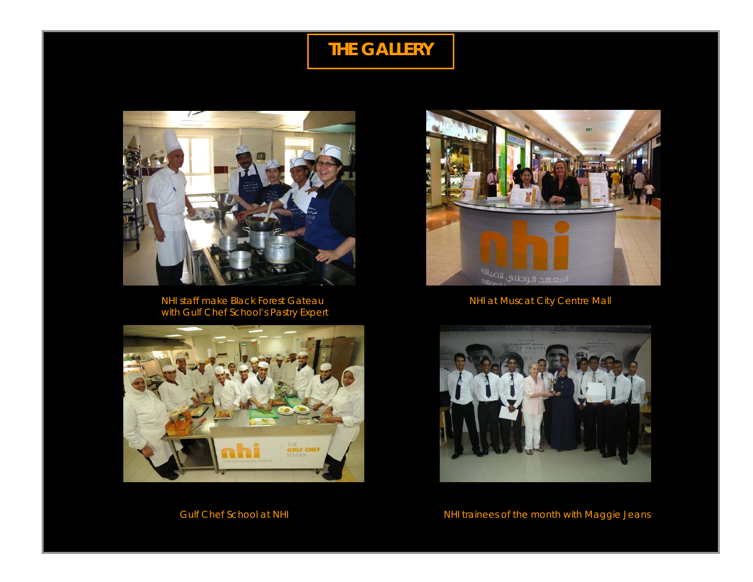# THE GALLERY

NHI staff make Black Forest Gateau with Gulf Chef School's Pastry Expert

NHI at Muscat City Centre Mall

Gulf Chef School at NHI

NHI trainees of the month with Maggie Jeans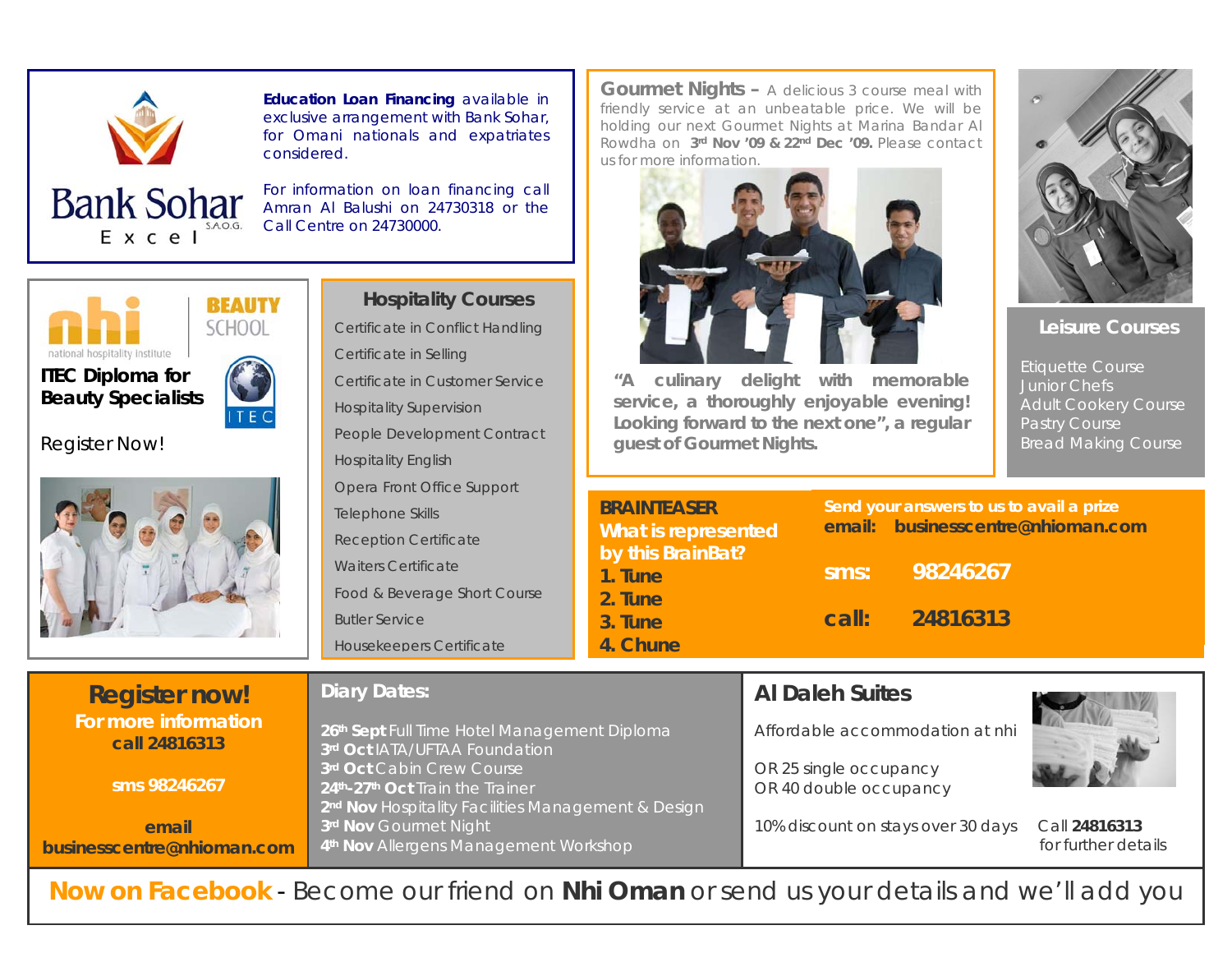Bank Sohar S.A.O.G.

Excel

**Education Loan Financing** available in exclusive arrangement with Bank Sohar, for Omani nationals and expatriates considered.

For information on loan financing call Amran Al Balushi on 24730318 or the Call Centre on 24730000.

**Gourmet Nights –** A delicious 3 course meal with friendly service at an unbeatable price. We will be holding our next Gourmet Nights at Marina Bandar Al Rowdha on **3rd Nov '09 & 22nd Dec '09.** Please contact us for more information.

**"A culinary delight with memorable service, a thoroughly enjoyable evening! Looking forward to the next one", a regular guest of Gourmet Nights.**

## Leisure Courses

- Etiquette Course
- Junior Chefs
- Adult Cookery Course
- Pastry Course
- Bread Making Course

nhi national hospitality institute

BEAUTY SCHOOL

**ITEC Diploma for Beauty Specialists**

ITEC

Register Now!

## Hospitality Courses

- Certificate in Conflict Handling
- Certificate in Selling
- Certificate in Customer Service
- Hospitality Supervision
- People Development Contract
- Hospitality English
- Opera Front Office Support
- Telephone Skills
- Reception Certificate
- Waiters Certificate
- Food & Beverage Short Course
- Butler Service
- Housekeepers Certificate

**BRAINTEASER**

**What is represented by this BrainBat?**

**1. Tune**
**2. Tune**
**3. Tune**
**4. Chune**

**Send your answers to us to avail a prize**

**email: businesscentre@nhioman.com**

**sms: 98246267**

**call: 24816313**

## Register now!

**For more information call 24816313**

**sms 98246267**

**email businesscentre@nhioman.com**

## Diary Dates:

- **26th Sept** Full Time Hotel Management Diploma
- **3rd Oct** IATA/UFTAA Foundation
- **3rd Oct** Cabin Crew Course
- **24th-27th Oct** Train the Trainer
- **2nd Nov** Hospitality Facilities Management & Design
- **3rd Nov** Gourmet Night
- **4th Nov** Allergens Management Workshop

## Al Daleh Suites

Affordable accommodation at nhi

OR 25 single occupancy
OR 40 double occupancy

10% discount on stays over 30 days

Call **24816313** for further details

**Now on Facebook** - Become our friend on **Nhi Oman** or send us your details and we'll add you